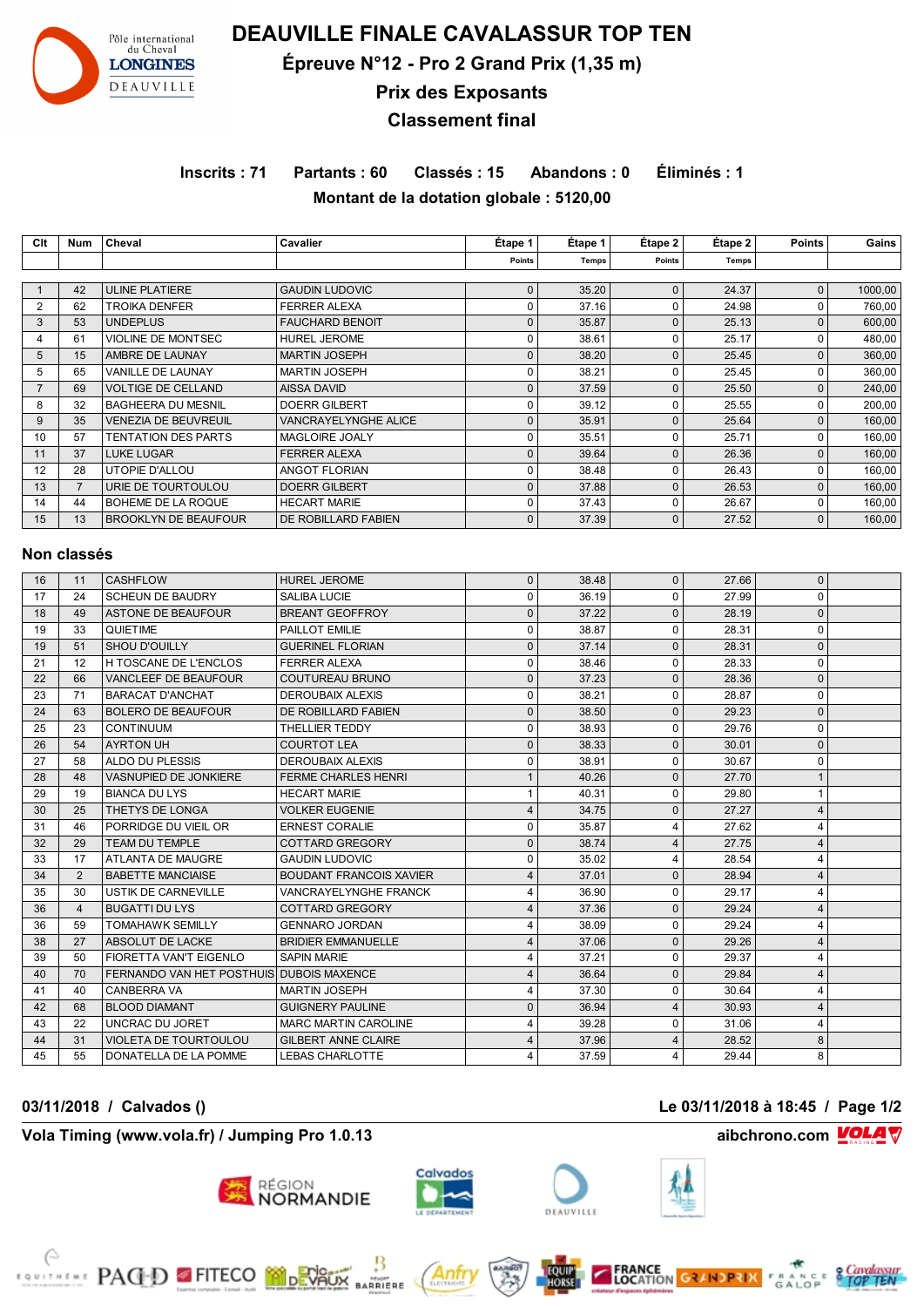# DEAUVILLE FINALE CAVALASSUR TOP TEN

## Épreuve N°12 - Pro 2 Grand Prix (1,35 m)

## Prix des Exposants

## Classement final

**Inscrits : 71 Partants : 60 Classés : 15 Abandons : 0 Éliminés : 1**

**Montant de la dotation globale : 5120,00**

| Clt | Num | Cheval | Cavalier | Étape 1 Points | Étape 1 Temps | Étape 2 Points | Étape 2 Temps | Points | Gains |
|---|---|---|---|---|---|---|---|---|---|
| 1 | 42 | ULINE PLATIERE | GAUDIN LUDOVIC | 0 | 35.20 | 0 | 24.37 | 0 | 1000,00 |
| 2 | 62 | TROIKA DENFER | FERRER ALEXA | 0 | 37.16 | 0 | 24.98 | 0 | 760,00 |
| 3 | 53 | UNDEPLUS | FAUCHARD BENOIT | 0 | 35.87 | 0 | 25.13 | 0 | 600,00 |
| 4 | 61 | VIOLINE DE MONTSEC | HUREL JEROME | 0 | 38.61 | 0 | 25.17 | 0 | 480,00 |
| 5 | 15 | AMBRE DE LAUNAY | MARTIN JOSEPH | 0 | 38.20 | 0 | 25.45 | 0 | 360,00 |
| 5 | 65 | VANILLE DE LAUNAY | MARTIN JOSEPH | 0 | 38.21 | 0 | 25.45 | 0 | 360,00 |
| 7 | 69 | VOLTIGE DE CELLAND | AISSA DAVID | 0 | 37.59 | 0 | 25.50 | 0 | 240,00 |
| 8 | 32 | BAGHEERA DU MESNIL | DOERR GILBERT | 0 | 39.12 | 0 | 25.55 | 0 | 200,00 |
| 9 | 35 | VENEZIA DE BEUVREUIL | VANCRAYELYNGHE ALICE | 0 | 35.91 | 0 | 25.64 | 0 | 160,00 |
| 10 | 57 | TENTATION DES PARTS | MAGLOIRE JOALY | 0 | 35.51 | 0 | 25.71 | 0 | 160,00 |
| 11 | 37 | LUKE LUGAR | FERRER ALEXA | 0 | 39.64 | 0 | 26.36 | 0 | 160,00 |
| 12 | 28 | UTOPIE D'ALLOU | ANGOT FLORIAN | 0 | 38.48 | 0 | 26.43 | 0 | 160,00 |
| 13 | 7 | URIE DE TOURTOULOU | DOERR GILBERT | 0 | 37.88 | 0 | 26.53 | 0 | 160,00 |
| 14 | 44 | BOHEME DE LA ROQUE | HECART MARIE | 0 | 37.43 | 0 | 26.67 | 0 | 160,00 |
| 15 | 13 | BROOKLYN DE BEAUFOUR | DE ROBILLARD FABIEN | 0 | 37.39 | 0 | 27.52 | 0 | 160,00 |

## Non classés

| Clt | Num | Cheval | Cavalier | Étape 1 Points | Étape 1 Temps | Étape 2 Points | Étape 2 Temps | Points | Gains |
|---|---|---|---|---|---|---|---|---|---|
| 16 | 11 | CASHFLOW | HUREL JEROME | 0 | 38.48 | 0 | 27.66 | 0 | |
| 17 | 24 | SCHEUN DE BAUDRY | SALIBA LUCIE | 0 | 36.19 | 0 | 27.99 | 0 | |
| 18 | 49 | ASTONE DE BEAUFOUR | BREANT GEOFFROY | 0 | 37.22 | 0 | 28.19 | 0 | |
| 19 | 33 | QUIETIME | PAILLOT EMILIE | 0 | 38.87 | 0 | 28.31 | 0 | |
| 19 | 51 | SHOU D'OUILLY | GUERINEL FLORIAN | 0 | 37.14 | 0 | 28.31 | 0 | |
| 21 | 12 | H TOSCANE DE L'ENCLOS | FERRER ALEXA | 0 | 38.46 | 0 | 28.33 | 0 | |
| 22 | 66 | VANCLEEF DE BEAUFOUR | COUTUREAU BRUNO | 0 | 37.23 | 0 | 28.36 | 0 | |
| 23 | 71 | BARACAT D'ANCHAT | DEROUBAIX ALEXIS | 0 | 38.21 | 0 | 28.87 | 0 | |
| 24 | 63 | BOLERO DE BEAUFOUR | DE ROBILLARD FABIEN | 0 | 38.50 | 0 | 29.23 | 0 | |
| 25 | 23 | CONTINUUM | THELLIER TEDDY | 0 | 38.93 | 0 | 29.76 | 0 | |
| 26 | 54 | AYRTON UH | COURTOT LEA | 0 | 38.33 | 0 | 30.01 | 0 | |
| 27 | 58 | ALDO DU PLESSIS | DEROUBAIX ALEXIS | 0 | 38.91 | 0 | 30.67 | 0 | |
| 28 | 48 | VASNUPIED DE JONKIERE | FERME CHARLES HENRI | 1 | 40.26 | 0 | 27.70 | 1 | |
| 29 | 19 | BIANCA DU LYS | HECART MARIE | 1 | 40.31 | 0 | 29.80 | 1 | |
| 30 | 25 | THETYS DE LONGA | VOLKER EUGENIE | 4 | 34.75 | 0 | 27.27 | 4 | |
| 31 | 46 | PORRIDGE DU VIEIL OR | ERNEST CORALIE | 0 | 35.87 | 4 | 27.62 | 4 | |
| 32 | 29 | TEAM DU TEMPLE | COTTARD GREGORY | 0 | 38.74 | 4 | 27.75 | 4 | |
| 33 | 17 | ATLANTA DE MAUGRE | GAUDIN LUDOVIC | 0 | 35.02 | 4 | 28.54 | 4 | |
| 34 | 2 | BABETTE MANCIAISE | BOUDANT FRANCOIS XAVIER | 4 | 37.01 | 0 | 28.94 | 4 | |
| 35 | 30 | USTIK DE CARNEVILLE | VANCRAYELYNGHE FRANCK | 4 | 36.90 | 0 | 29.17 | 4 | |
| 36 | 4 | BUGATTI DU LYS | COTTARD GREGORY | 4 | 37.36 | 0 | 29.24 | 4 | |
| 36 | 59 | TOMAHAWK SEMILLY | GENNARO JORDAN | 4 | 38.09 | 0 | 29.24 | 4 | |
| 38 | 27 | ABSOLUT DE LACKE | BRIDIER EMMANUELLE | 4 | 37.06 | 0 | 29.26 | 4 | |
| 39 | 50 | FIORETTA VAN'T EIGENLO | SAPIN MARIE | 4 | 37.21 | 0 | 29.37 | 4 | |
| 40 | 70 | FERNANDO VAN HET POSTHUIS | DUBOIS MAXENCE | 4 | 36.64 | 0 | 29.84 | 4 | |
| 41 | 40 | CANBERRA VA | MARTIN JOSEPH | 4 | 37.30 | 0 | 30.64 | 4 | |
| 42 | 68 | BLOOD DIAMANT | GUIGNERY PAULINE | 0 | 36.94 | 4 | 30.93 | 4 | |
| 43 | 22 | UNCRAC DU JORET | MARC MARTIN CAROLINE | 4 | 39.28 | 0 | 31.06 | 4 | |
| 44 | 31 | VIOLETA DE TOURTOULOU | GILBERT ANNE CLAIRE | 4 | 37.96 | 4 | 28.52 | 8 | |
| 45 | 55 | DONATELLA DE LA POMME | LEBAS CHARLOTTE | 4 | 37.59 | 4 | 29.44 | 8 | |

**03/11/2018 / Calvados ()** **Le 03/11/2018 à 18:45**

**Vola Timing (www.vola.fr) / Jumping Pro 1.0.13** **aibchrono.com**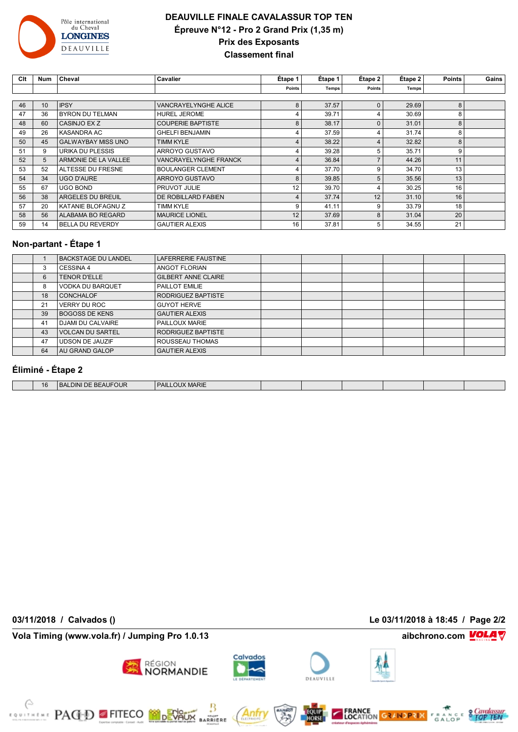# DEAUVILLE FINALE CAVALASSUR TOP TEN

## Épreuve N°12 - Pro 2 Grand Prix (1,35 m)

## Prix des Exposants

## Classement final

| Clt | Num | Cheval | Cavalier | Étape 1 Points | Étape 1 Temps | Étape 2 Points | Étape 2 Temps | Points | Gains |
|---|---|---|---|---|---|---|---|---|---|
| 46 | 10 | IPSY | VANCRAYELYNGHE ALICE | 8 | 37.57 | 0 | 29.69 | 8 | |
| 47 | 36 | BYRON DU TELMAN | HUREL JEROME | 4 | 39.71 | 4 | 30.69 | 8 | |
| 48 | 60 | CASINJO EX Z | COUPERIE BAPTISTE | 8 | 38.17 | 0 | 31.01 | 8 | |
| 49 | 26 | KASANDRA AC | GHELFI BENJAMIN | 4 | 37.59 | 4 | 31.74 | 8 | |
| 50 | 45 | GALWAYBAY MISS UNO | TIMM KYLE | 4 | 38.22 | 4 | 32.82 | 8 | |
| 51 | 9 | URIKA DU PLESSIS | ARROYO GUSTAVO | 4 | 39.28 | 5 | 35.71 | 9 | |
| 52 | 5 | ARMONIE DE LA VALLEE | VANCRAYELYNGHE FRANCK | 4 | 36.84 | 7 | 44.26 | 11 | |
| 53 | 52 | ALTESSE DU FRESNE | BOULANGER CLEMENT | 4 | 37.70 | 9 | 34.70 | 13 | |
| 54 | 34 | UGO D'AURE | ARROYO GUSTAVO | 8 | 39.85 | 5 | 35.56 | 13 | |
| 55 | 67 | UGO BOND | PRUVOT JULIE | 12 | 39.70 | 4 | 30.25 | 16 | |
| 56 | 38 | ARGELES DU BREUIL | DE ROBILLARD FABIEN | 4 | 37.74 | 12 | 31.10 | 16 | |
| 57 | 20 | KATANIE BLOFAGNU Z | TIMM KYLE | 9 | 41.11 | 9 | 33.79 | 18 | |
| 58 | 56 | ALABAMA BO REGARD | MAURICE LIONEL | 12 | 37.69 | 8 | 31.04 | 20 | |
| 59 | 14 | BELLA DU REVERDY | GAUTIER ALEXIS | 16 | 37.81 | 5 | 34.55 | 21 | |

## Non-partant - Étape 1

| | | | | | | | | | |
|---|---|---|---|---|---|---|---|---|---|
| | 1 | BACKSTAGE DU LANDEL | LAFERRERIE FAUSTINE | | | | | | |
| | 3 | CESSINA 4 | ANGOT FLORIAN | | | | | | |
| | 6 | TENOR D'ELLE | GILBERT ANNE CLAIRE | | | | | | |
| | 8 | VODKA DU BARQUET | PAILLOT EMILIE | | | | | | |
| | 18 | CONCHALOF | RODRIGUEZ BAPTISTE | | | | | | |
| | 21 | VERRY DU ROC | GUYOT HERVE | | | | | | |
| | 39 | BOGOSS DE KENS | GAUTIER ALEXIS | | | | | | |
| | 41 | DJAMI DU CALVAIRE | PAILLOUX MARIE | | | | | | |
| | 43 | VOLCAN DU SARTEL | RODRIGUEZ BAPTISTE | | | | | | |
| | 47 | UDSON DE JAUZIF | ROUSSEAU THOMAS | | | | | | |
| | 64 | AU GRAND GALOP | GAUTIER ALEXIS | | | | | | |

## Éliminé - Étape 2

| | | | | | | | | | |
|---|---|---|---|---|---|---|---|---|---|
| | 16 | BALDINI DE BEAUFOUR | PAILLOUX MARIE | | | | | | |

**03/11/2018 / Calvados ()** **Le 03/11/2018 à 18:45**

**Vola Timing (www.vola.fr) / Jumping Pro 1.0.13** **aibchrono.com**